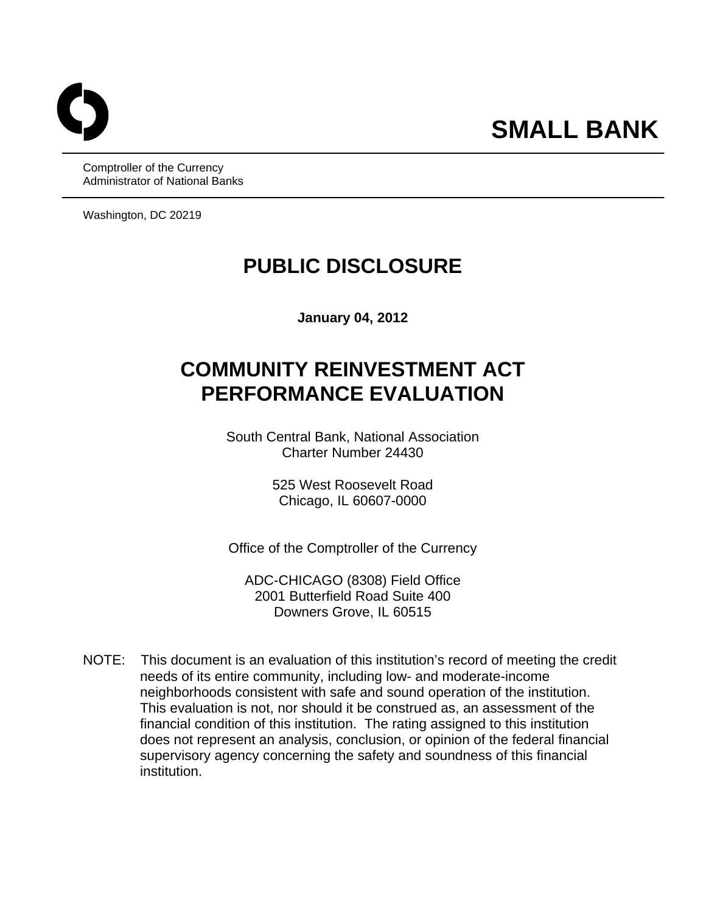# SMALL BANK

Comptroller of the Currency
Administrator of National Banks

Washington, DC 20219

# PUBLIC DISCLOSURE

**January 04, 2012**

# COMMUNITY REINVESTMENT ACT PERFORMANCE EVALUATION

South Central Bank, National Association
Charter Number 24430

525 West Roosevelt Road
Chicago, IL 60607-0000

Office of the Comptroller of the Currency

ADC-CHICAGO (8308) Field Office
2001 Butterfield Road Suite 400
Downers Grove, IL 60515

NOTE: This document is an evaluation of this institution's record of meeting the credit needs of its entire community, including low- and moderate-income neighborhoods consistent with safe and sound operation of the institution. This evaluation is not, nor should it be construed as, an assessment of the financial condition of this institution. The rating assigned to this institution does not represent an analysis, conclusion, or opinion of the federal financial supervisory agency concerning the safety and soundness of this financial institution.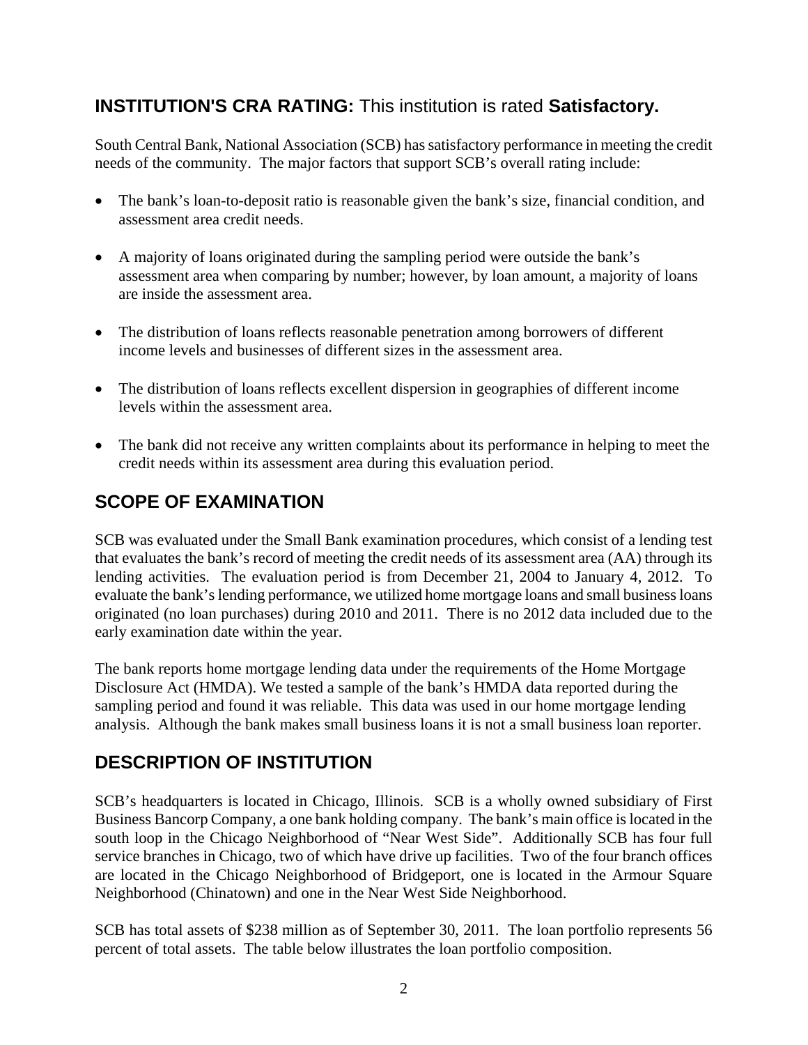## INSTITUTION'S CRA RATING: This institution is rated **Satisfactory.**

South Central Bank, National Association (SCB) has satisfactory performance in meeting the credit needs of the community. The major factors that support SCB's overall rating include:

- The bank's loan-to-deposit ratio is reasonable given the bank's size, financial condition, and assessment area credit needs.
- A majority of loans originated during the sampling period were outside the bank's assessment area when comparing by number; however, by loan amount, a majority of loans are inside the assessment area.
- The distribution of loans reflects reasonable penetration among borrowers of different income levels and businesses of different sizes in the assessment area.
- The distribution of loans reflects excellent dispersion in geographies of different income levels within the assessment area.
- The bank did not receive any written complaints about its performance in helping to meet the credit needs within its assessment area during this evaluation period.

## SCOPE OF EXAMINATION

SCB was evaluated under the Small Bank examination procedures, which consist of a lending test that evaluates the bank's record of meeting the credit needs of its assessment area (AA) through its lending activities. The evaluation period is from December 21, 2004 to January 4, 2012. To evaluate the bank's lending performance, we utilized home mortgage loans and small business loans originated (no loan purchases) during 2010 and 2011. There is no 2012 data included due to the early examination date within the year.

The bank reports home mortgage lending data under the requirements of the Home Mortgage Disclosure Act (HMDA). We tested a sample of the bank's HMDA data reported during the sampling period and found it was reliable. This data was used in our home mortgage lending analysis. Although the bank makes small business loans it is not a small business loan reporter.

## DESCRIPTION OF INSTITUTION

SCB's headquarters is located in Chicago, Illinois. SCB is a wholly owned subsidiary of First Business Bancorp Company, a one bank holding company. The bank's main office is located in the south loop in the Chicago Neighborhood of "Near West Side". Additionally SCB has four full service branches in Chicago, two of which have drive up facilities. Two of the four branch offices are located in the Chicago Neighborhood of Bridgeport, one is located in the Armour Square Neighborhood (Chinatown) and one in the Near West Side Neighborhood.

SCB has total assets of $238 million as of September 30, 2011. The loan portfolio represents 56 percent of total assets. The table below illustrates the loan portfolio composition.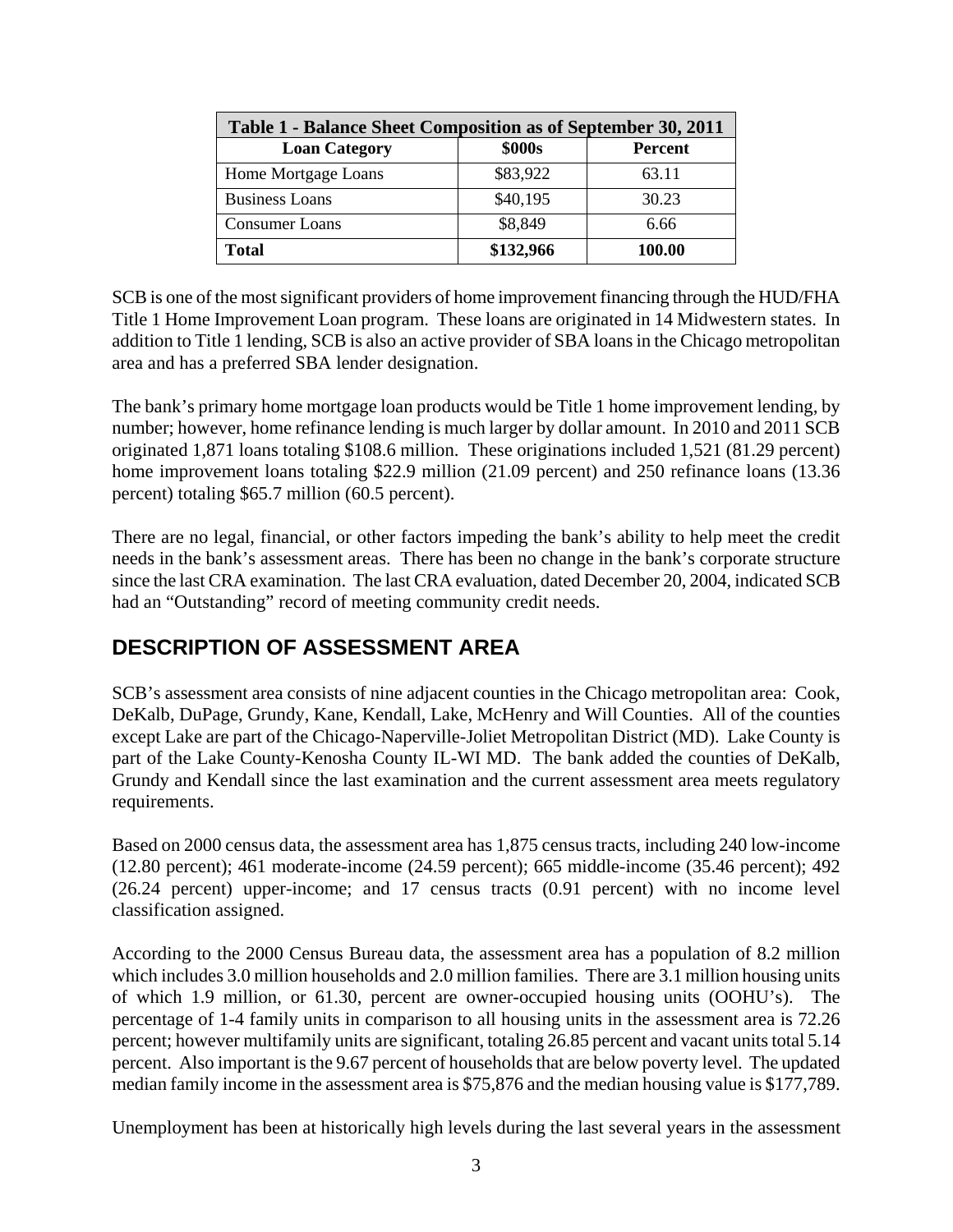| Table 1 - Balance Sheet Composition as of September 30, 2011 | | |
|---|---|---|
| **Loan Category** | **$000s** | **Percent** |
| Home Mortgage Loans | $83,922 | 63.11 |
| Business Loans | $40,195 | 30.23 |
| Consumer Loans | $8,849 | 6.66 |
| **Total** | **$132,966** | **100.00** |

SCB is one of the most significant providers of home improvement financing through the HUD/FHA Title 1 Home Improvement Loan program. These loans are originated in 14 Midwestern states. In addition to Title 1 lending, SCB is also an active provider of SBA loans in the Chicago metropolitan area and has a preferred SBA lender designation.

The bank's primary home mortgage loan products would be Title 1 home improvement lending, by number; however, home refinance lending is much larger by dollar amount. In 2010 and 2011 SCB originated 1,871 loans totaling $108.6 million. These originations included 1,521 (81.29 percent) home improvement loans totaling $22.9 million (21.09 percent) and 250 refinance loans (13.36 percent) totaling $65.7 million (60.5 percent).

There are no legal, financial, or other factors impeding the bank's ability to help meet the credit needs in the bank's assessment areas. There has been no change in the bank's corporate structure since the last CRA examination. The last CRA evaluation, dated December 20, 2004, indicated SCB had an "Outstanding" record of meeting community credit needs.

## DESCRIPTION OF ASSESSMENT AREA

SCB's assessment area consists of nine adjacent counties in the Chicago metropolitan area: Cook, DeKalb, DuPage, Grundy, Kane, Kendall, Lake, McHenry and Will Counties. All of the counties except Lake are part of the Chicago-Naperville-Joliet Metropolitan District (MD). Lake County is part of the Lake County-Kenosha County IL-WI MD. The bank added the counties of DeKalb, Grundy and Kendall since the last examination and the current assessment area meets regulatory requirements.

Based on 2000 census data, the assessment area has 1,875 census tracts, including 240 low-income (12.80 percent); 461 moderate-income (24.59 percent); 665 middle-income (35.46 percent); 492 (26.24 percent) upper-income; and 17 census tracts (0.91 percent) with no income level classification assigned.

According to the 2000 Census Bureau data, the assessment area has a population of 8.2 million which includes 3.0 million households and 2.0 million families. There are 3.1 million housing units of which 1.9 million, or 61.30, percent are owner-occupied housing units (OOHU's). The percentage of 1-4 family units in comparison to all housing units in the assessment area is 72.26 percent; however multifamily units are significant, totaling 26.85 percent and vacant units total 5.14 percent. Also important is the 9.67 percent of households that are below poverty level. The updated median family income in the assessment area is $75,876 and the median housing value is $177,789.

Unemployment has been at historically high levels during the last several years in the assessment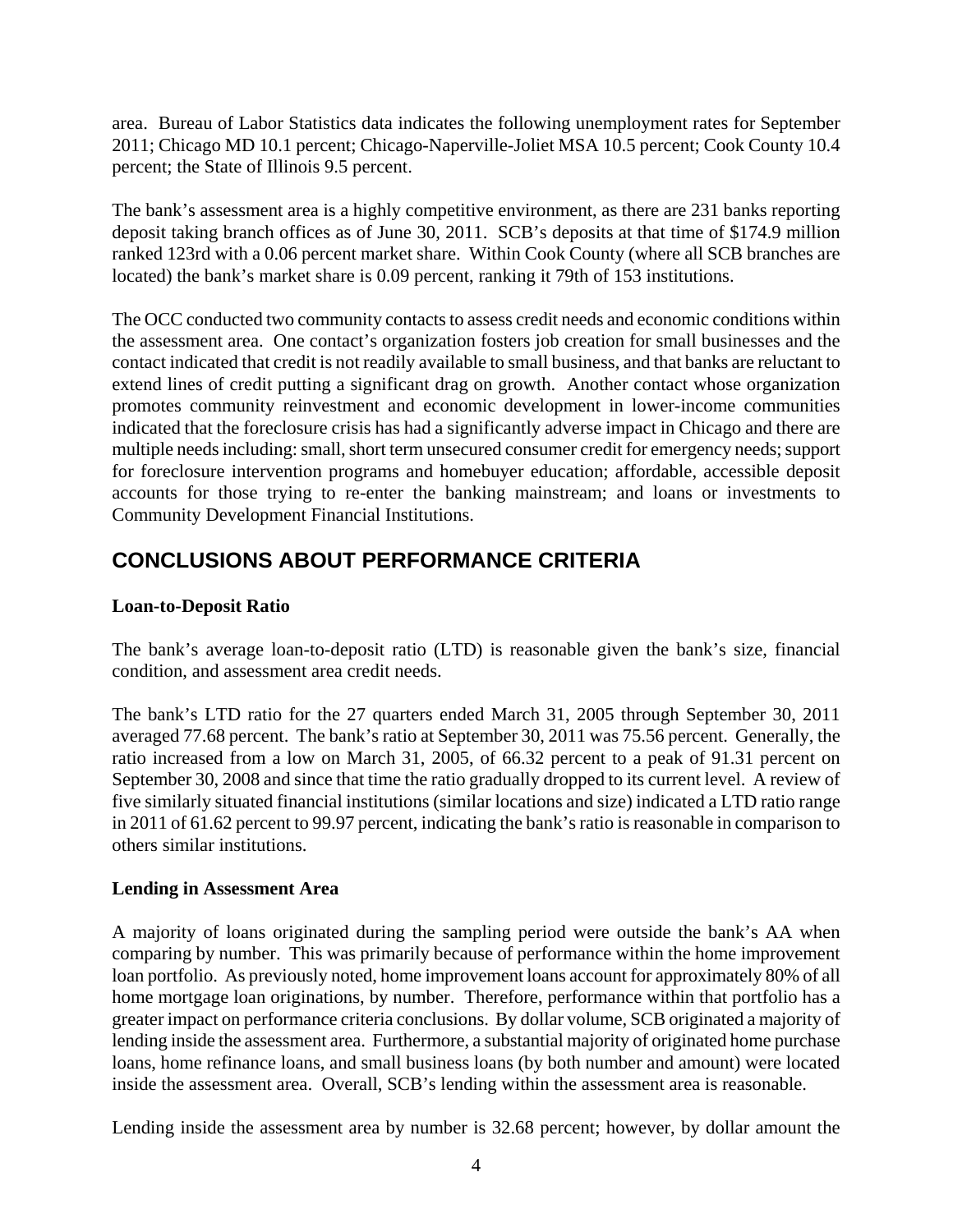area. Bureau of Labor Statistics data indicates the following unemployment rates for September 2011; Chicago MD 10.1 percent; Chicago-Naperville-Joliet MSA 10.5 percent; Cook County 10.4 percent; the State of Illinois 9.5 percent.

The bank's assessment area is a highly competitive environment, as there are 231 banks reporting deposit taking branch offices as of June 30, 2011. SCB's deposits at that time of $174.9 million ranked 123rd with a 0.06 percent market share. Within Cook County (where all SCB branches are located) the bank's market share is 0.09 percent, ranking it 79th of 153 institutions.

The OCC conducted two community contacts to assess credit needs and economic conditions within the assessment area. One contact's organization fosters job creation for small businesses and the contact indicated that credit is not readily available to small business, and that banks are reluctant to extend lines of credit putting a significant drag on growth. Another contact whose organization promotes community reinvestment and economic development in lower-income communities indicated that the foreclosure crisis has had a significantly adverse impact in Chicago and there are multiple needs including: small, short term unsecured consumer credit for emergency needs; support for foreclosure intervention programs and homebuyer education; affordable, accessible deposit accounts for those trying to re-enter the banking mainstream; and loans or investments to Community Development Financial Institutions.

## CONCLUSIONS ABOUT PERFORMANCE CRITERIA

**Loan-to-Deposit Ratio**

The bank's average loan-to-deposit ratio (LTD) is reasonable given the bank's size, financial condition, and assessment area credit needs.

The bank's LTD ratio for the 27 quarters ended March 31, 2005 through September 30, 2011 averaged 77.68 percent. The bank's ratio at September 30, 2011 was 75.56 percent. Generally, the ratio increased from a low on March 31, 2005, of 66.32 percent to a peak of 91.31 percent on September 30, 2008 and since that time the ratio gradually dropped to its current level. A review of five similarly situated financial institutions (similar locations and size) indicated a LTD ratio range in 2011 of 61.62 percent to 99.97 percent, indicating the bank's ratio is reasonable in comparison to others similar institutions.

**Lending in Assessment Area**

A majority of loans originated during the sampling period were outside the bank's AA when comparing by number. This was primarily because of performance within the home improvement loan portfolio. As previously noted, home improvement loans account for approximately 80% of all home mortgage loan originations, by number. Therefore, performance within that portfolio has a greater impact on performance criteria conclusions. By dollar volume, SCB originated a majority of lending inside the assessment area. Furthermore, a substantial majority of originated home purchase loans, home refinance loans, and small business loans (by both number and amount) were located inside the assessment area. Overall, SCB's lending within the assessment area is reasonable.

Lending inside the assessment area by number is 32.68 percent; however, by dollar amount the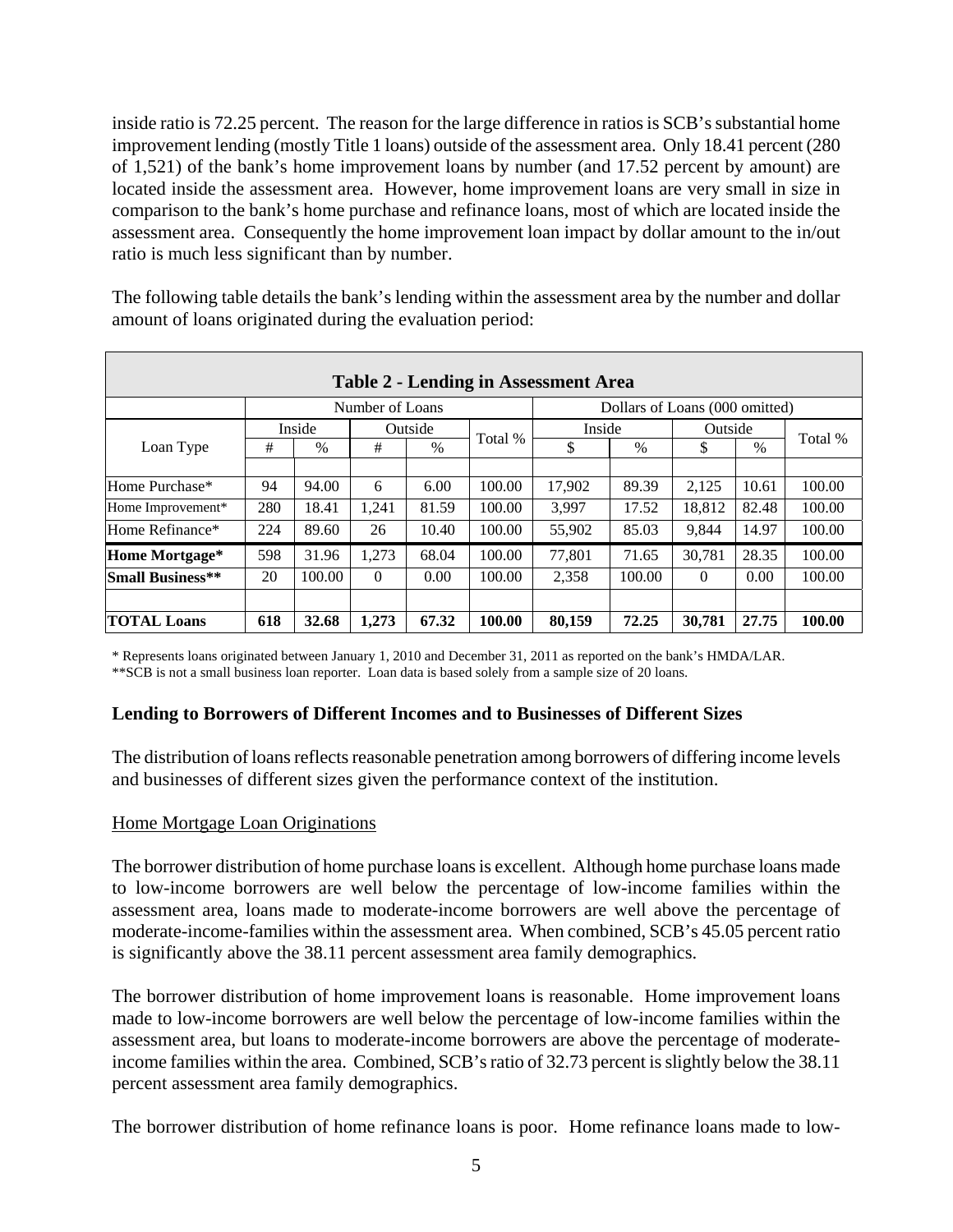inside ratio is 72.25 percent. The reason for the large difference in ratios is SCB's substantial home improvement lending (mostly Title 1 loans) outside of the assessment area. Only 18.41 percent (280 of 1,521) of the bank's home improvement loans by number (and 17.52 percent by amount) are located inside the assessment area. However, home improvement loans are very small in size in comparison to the bank's home purchase and refinance loans, most of which are located inside the assessment area. Consequently the home improvement loan impact by dollar amount to the in/out ratio is much less significant than by number.

The following table details the bank's lending within the assessment area by the number and dollar amount of loans originated during the evaluation period:

**Table 2 - Lending in Assessment Area**

| | Number of Loans | | | | | Dollars of Loans (000 omitted) | | | | |
|---|---|---|---|---|---|---|---|---|---|---|
| | Inside | | Outside | | Total % | Inside | | Outside | | Total % |
| Loan Type | # | % | # | % | | $ | % | $ | % | |
| Home Purchase* | 94 | 94.00 | 6 | 6.00 | 100.00 | 17,902 | 89.39 | 2,125 | 10.61 | 100.00 |
| Home Improvement* | 280 | 18.41 | 1,241 | 81.59 | 100.00 | 3,997 | 17.52 | 18,812 | 82.48 | 100.00 |
| Home Refinance* | 224 | 89.60 | 26 | 10.40 | 100.00 | 55,902 | 85.03 | 9,844 | 14.97 | 100.00 |
| **Home Mortgage*** | 598 | 31.96 | 1,273 | 68.04 | 100.00 | 77,801 | 71.65 | 30,781 | 28.35 | 100.00 |
| **Small Business**** | 20 | 100.00 | 0 | 0.00 | 100.00 | 2,358 | 100.00 | 0 | 0.00 | 100.00 |
| **TOTAL Loans** | **618** | **32.68** | **1,273** | **67.32** | **100.00** | **80,159** | **72.25** | **30,781** | **27.75** | **100.00** |

\* Represents loans originated between January 1, 2010 and December 31, 2011 as reported on the bank's HMDA/LAR.
**SCB is not a small business loan reporter. Loan data is based solely from a sample size of 20 loans.

### Lending to Borrowers of Different Incomes and to Businesses of Different Sizes

The distribution of loans reflects reasonable penetration among borrowers of differing income levels and businesses of different sizes given the performance context of the institution.

Home Mortgage Loan Originations

The borrower distribution of home purchase loans is excellent. Although home purchase loans made to low-income borrowers are well below the percentage of low-income families within the assessment area, loans made to moderate-income borrowers are well above the percentage of moderate-income-families within the assessment area. When combined, SCB's 45.05 percent ratio is significantly above the 38.11 percent assessment area family demographics.

The borrower distribution of home improvement loans is reasonable. Home improvement loans made to low-income borrowers are well below the percentage of low-income families within the assessment area, but loans to moderate-income borrowers are above the percentage of moderate-income families within the area. Combined, SCB's ratio of 32.73 percent is slightly below the 38.11 percent assessment area family demographics.

The borrower distribution of home refinance loans is poor. Home refinance loans made to low-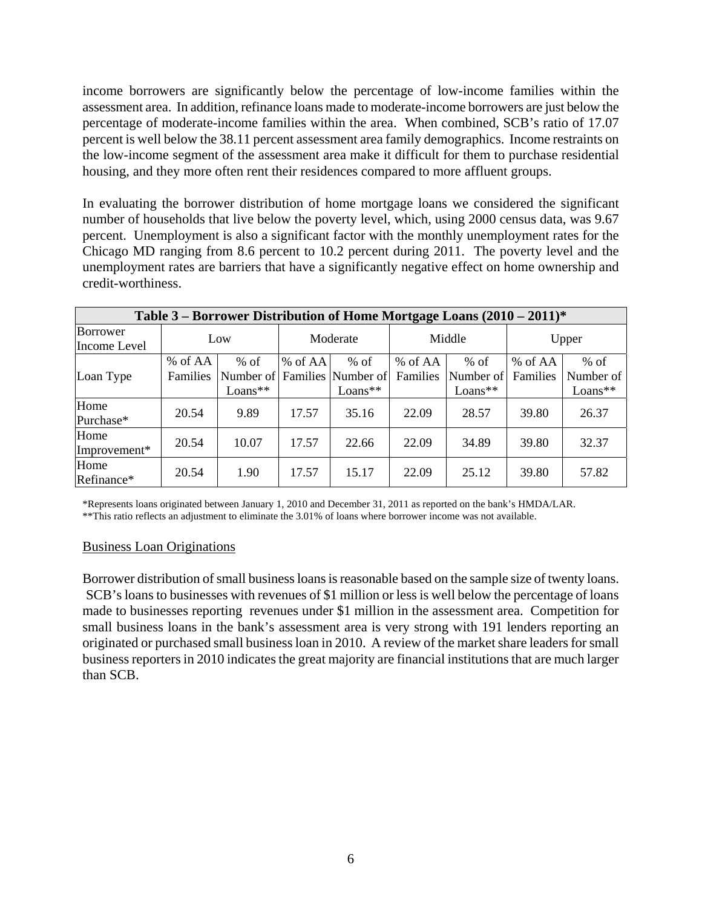income borrowers are significantly below the percentage of low-income families within the assessment area. In addition, refinance loans made to moderate-income borrowers are just below the percentage of moderate-income families within the area. When combined, SCB's ratio of 17.07 percent is well below the 38.11 percent assessment area family demographics. Income restraints on the low-income segment of the assessment area make it difficult for them to purchase residential housing, and they more often rent their residences compared to more affluent groups.

In evaluating the borrower distribution of home mortgage loans we considered the significant number of households that live below the poverty level, which, using 2000 census data, was 9.67 percent. Unemployment is also a significant factor with the monthly unemployment rates for the Chicago MD ranging from 8.6 percent to 10.2 percent during 2011. The poverty level and the unemployment rates are barriers that have a significantly negative effect on home ownership and credit-worthiness.

| Table 3 – Borrower Distribution of Home Mortgage Loans (2010 – 2011)* | | | | | | | | |
|---|---|---|---|---|---|---|---|---|
| Borrower Income Level | Low | | Moderate | | Middle | | Upper | |
| Loan Type | % of AA Families | % of Number of Loans** | % of AA Families | % of Number of Loans** | % of AA Families | % of Number of Loans** | % of AA Families | % of Number of Loans** |
| Home Purchase* | 20.54 | 9.89 | 17.57 | 35.16 | 22.09 | 28.57 | 39.80 | 26.37 |
| Home Improvement* | 20.54 | 10.07 | 17.57 | 22.66 | 22.09 | 34.89 | 39.80 | 32.37 |
| Home Refinance* | 20.54 | 1.90 | 17.57 | 15.17 | 22.09 | 25.12 | 39.80 | 57.82 |

*Represents loans originated between January 1, 2010 and December 31, 2011 as reported on the bank's HMDA/LAR.
**This ratio reflects an adjustment to eliminate the 3.01% of loans where borrower income was not available.

Business Loan Originations

Borrower distribution of small business loans is reasonable based on the sample size of twenty loans. SCB's loans to businesses with revenues of $1 million or less is well below the percentage of loans made to businesses reporting revenues under $1 million in the assessment area. Competition for small business loans in the bank's assessment area is very strong with 191 lenders reporting an originated or purchased small business loan in 2010. A review of the market share leaders for small business reporters in 2010 indicates the great majority are financial institutions that are much larger than SCB.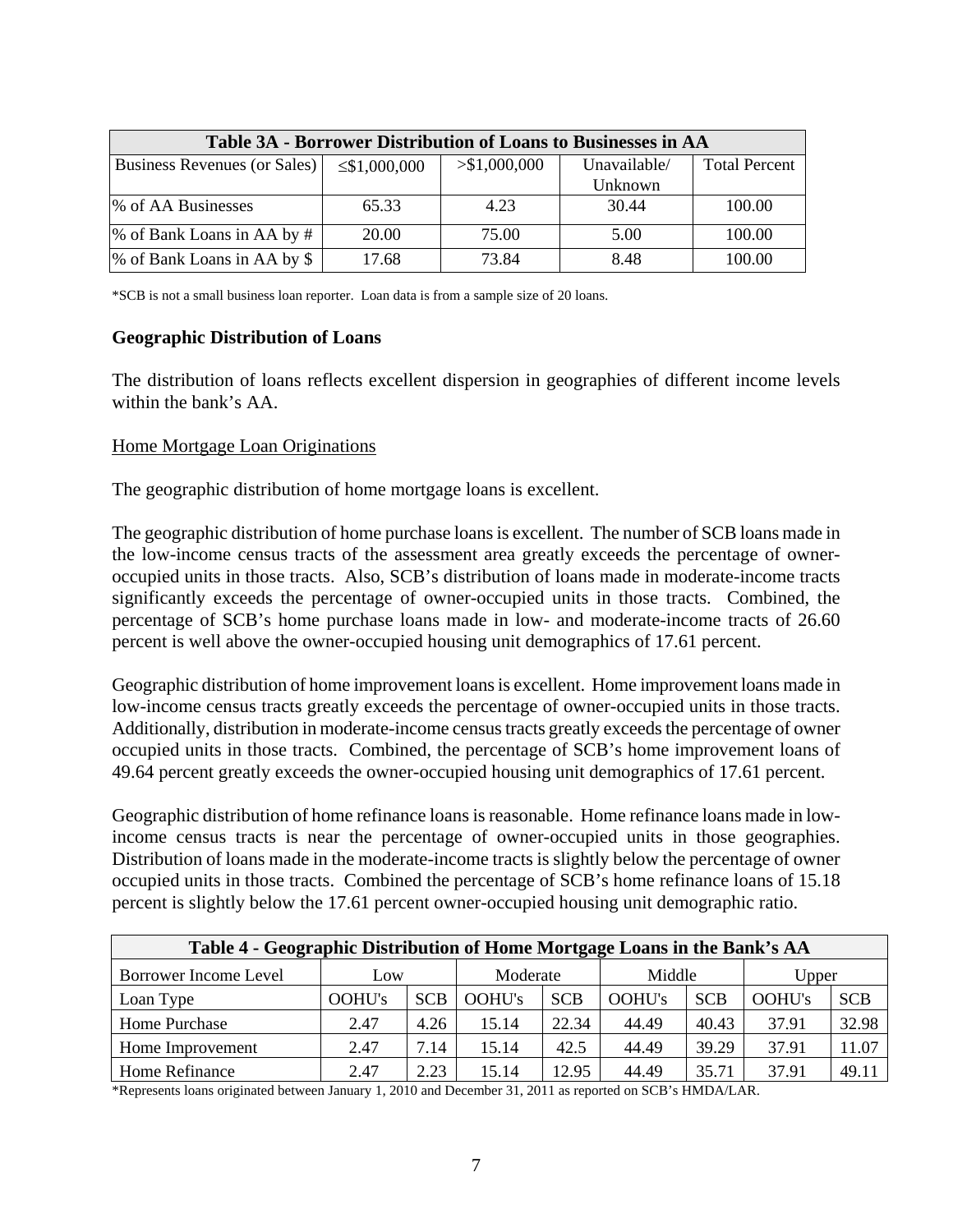| Table 3A - Borrower Distribution of Loans to Businesses in AA | | | | |
|---|---|---|---|---|
| Business Revenues (or Sales) | ≤$1,000,000 | >$1,000,000 | Unavailable/ Unknown | Total Percent |
| % of AA Businesses | 65.33 | 4.23 | 30.44 | 100.00 |
| % of Bank Loans in AA by # | 20.00 | 75.00 | 5.00 | 100.00 |
| % of Bank Loans in AA by $ | 17.68 | 73.84 | 8.48 | 100.00 |

*SCB is not a small business loan reporter. Loan data is from a sample size of 20 loans.

**Geographic Distribution of Loans**

The distribution of loans reflects excellent dispersion in geographies of different income levels within the bank's AA.

Home Mortgage Loan Originations

The geographic distribution of home mortgage loans is excellent.

The geographic distribution of home purchase loans is excellent. The number of SCB loans made in the low-income census tracts of the assessment area greatly exceeds the percentage of owner-occupied units in those tracts. Also, SCB's distribution of loans made in moderate-income tracts significantly exceeds the percentage of owner-occupied units in those tracts. Combined, the percentage of SCB's home purchase loans made in low- and moderate-income tracts of 26.60 percent is well above the owner-occupied housing unit demographics of 17.61 percent.

Geographic distribution of home improvement loans is excellent. Home improvement loans made in low-income census tracts greatly exceeds the percentage of owner-occupied units in those tracts. Additionally, distribution in moderate-income census tracts greatly exceeds the percentage of owner occupied units in those tracts. Combined, the percentage of SCB's home improvement loans of 49.64 percent greatly exceeds the owner-occupied housing unit demographics of 17.61 percent.

Geographic distribution of home refinance loans is reasonable. Home refinance loans made in low-income census tracts is near the percentage of owner-occupied units in those geographies. Distribution of loans made in the moderate-income tracts is slightly below the percentage of owner occupied units in those tracts. Combined the percentage of SCB's home refinance loans of 15.18 percent is slightly below the 17.61 percent owner-occupied housing unit demographic ratio.

| Table 4 - Geographic Distribution of Home Mortgage Loans in the Bank's AA | | | | | | | | |
|---|---|---|---|---|---|---|---|---|
| Borrower Income Level | Low | | Moderate | | Middle | | Upper | |
| Loan Type | OOHU's | SCB | OOHU's | SCB | OOHU's | SCB | OOHU's | SCB |
| Home Purchase | 2.47 | 4.26 | 15.14 | 22.34 | 44.49 | 40.43 | 37.91 | 32.98 |
| Home Improvement | 2.47 | 7.14 | 15.14 | 42.5 | 44.49 | 39.29 | 37.91 | 11.07 |
| Home Refinance | 2.47 | 2.23 | 15.14 | 12.95 | 44.49 | 35.71 | 37.91 | 49.11 |

*Represents loans originated between January 1, 2010 and December 31, 2011 as reported on SCB's HMDA/LAR.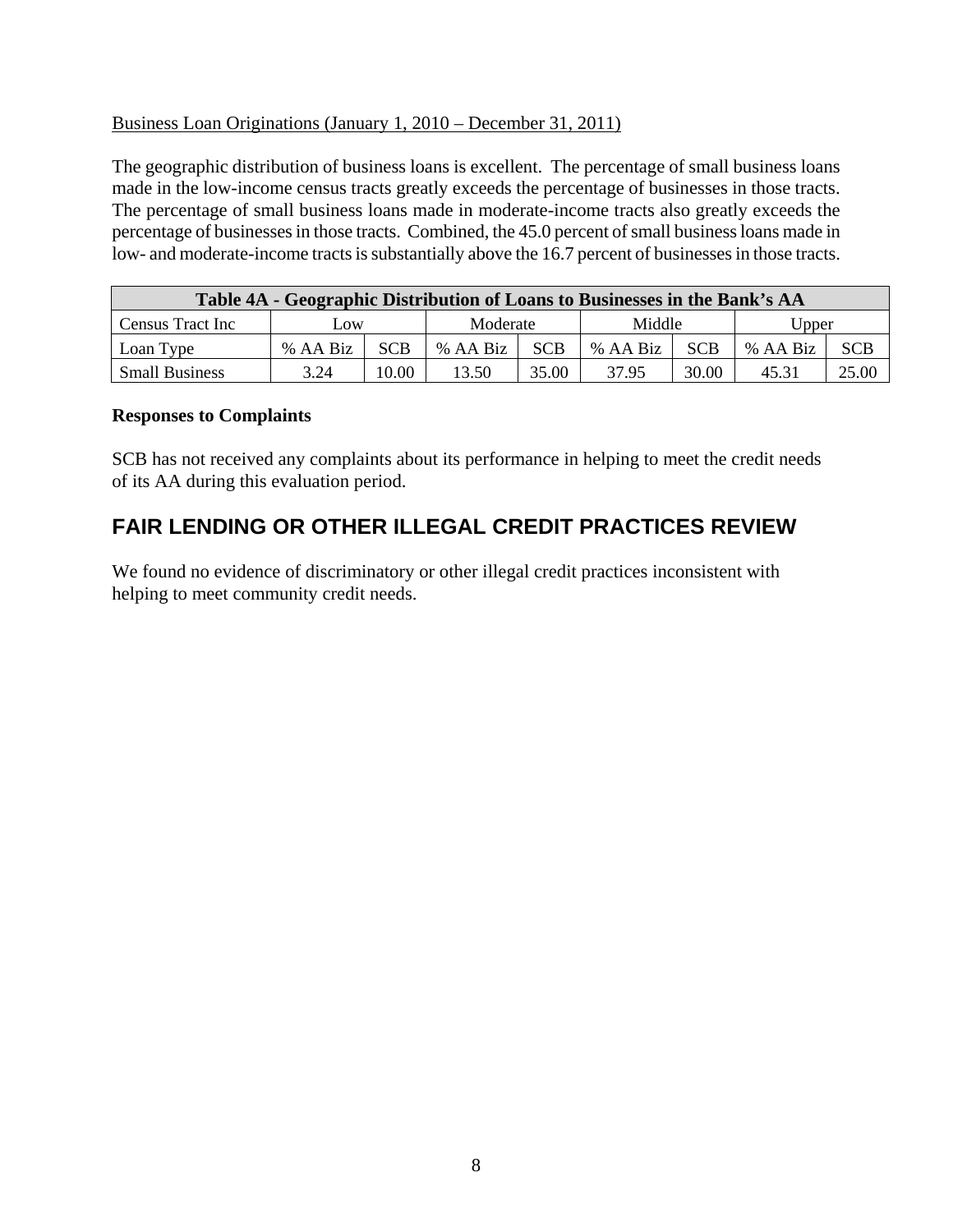Business Loan Originations (January 1, 2010 – December 31, 2011)

The geographic distribution of business loans is excellent. The percentage of small business loans made in the low-income census tracts greatly exceeds the percentage of businesses in those tracts. The percentage of small business loans made in moderate-income tracts also greatly exceeds the percentage of businesses in those tracts. Combined, the 45.0 percent of small business loans made in low- and moderate-income tracts is substantially above the 16.7 percent of businesses in those tracts.

| Table 4A - Geographic Distribution of Loans to Businesses in the Bank's AA | | | | | | | | |
|---|---|---|---|---|---|---|---|---|
| Census Tract Inc | Low | | Moderate | | Middle | | Upper | |
| Loan Type | % AA Biz | SCB | % AA Biz | SCB | % AA Biz | SCB | % AA Biz | SCB |
| Small Business | 3.24 | 10.00 | 13.50 | 35.00 | 37.95 | 30.00 | 45.31 | 25.00 |

**Responses to Complaints**

SCB has not received any complaints about its performance in helping to meet the credit needs of its AA during this evaluation period.

## FAIR LENDING OR OTHER ILLEGAL CREDIT PRACTICES REVIEW

We found no evidence of discriminatory or other illegal credit practices inconsistent with helping to meet community credit needs.